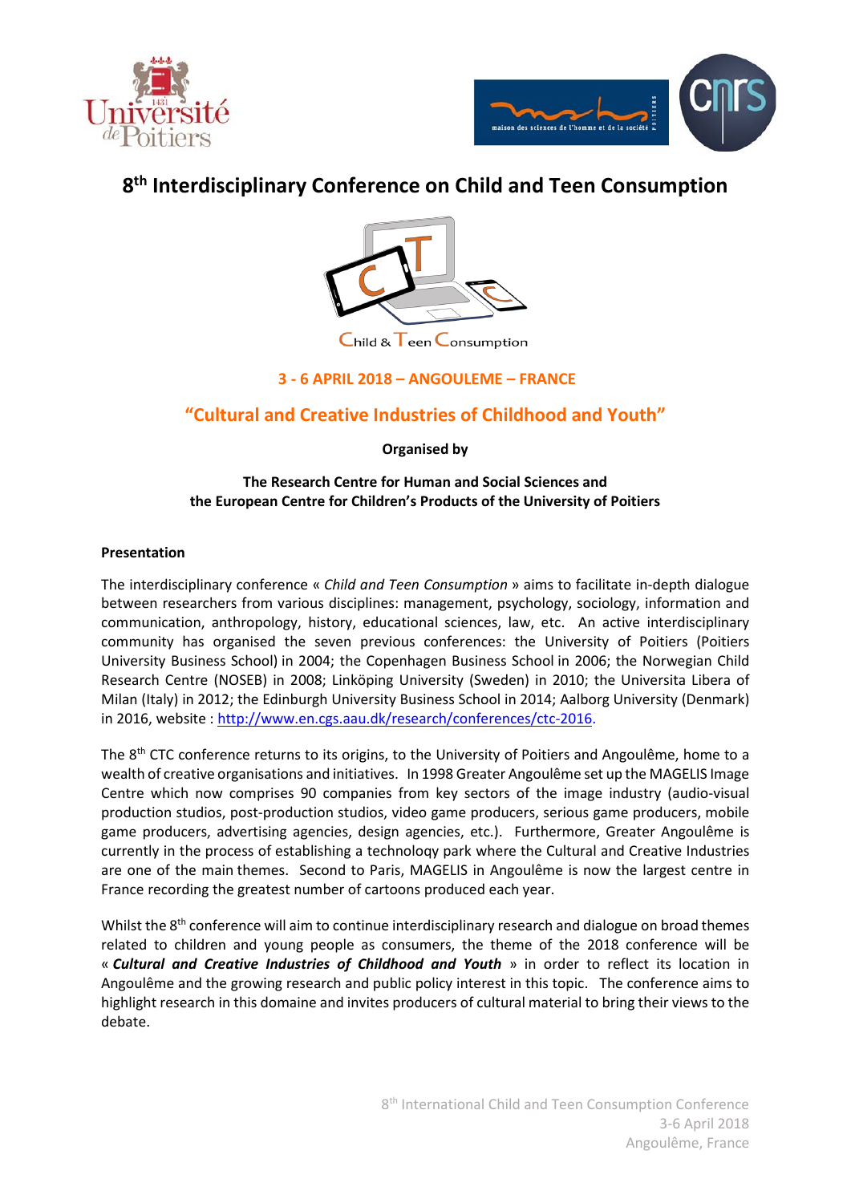# 8th Interdisciplinary Conference on Child and Teen Consumption

Child & Teen Consumption

## 3 - 6 APRIL 2018 – ANGOULEME – FRANCE

## "Cultural and Creative Industries of Childhood and Youth"

**Organised by**

**The Research Centre for Human and Social Sciences and**
**the European Centre for Children's Products of the University of Poitiers**

**Presentation**

The interdisciplinary conference « *Child and Teen Consumption* » aims to facilitate in-depth dialogue between researchers from various disciplines: management, psychology, sociology, information and communication, anthropology, history, educational sciences, law, etc. An active interdisciplinary community has organised the seven previous conferences: the University of Poitiers (Poitiers University Business School) in 2004; the Copenhagen Business School in 2006; the Norwegian Child Research Centre (NOSEB) in 2008; Linköping University (Sweden) in 2010; the Universita Libera of Milan (Italy) in 2012; the Edinburgh University Business School in 2014; Aalborg University (Denmark) in 2016, website : http://www.en.cgs.aau.dk/research/conferences/ctc-2016.

The 8th CTC conference returns to its origins, to the University of Poitiers and Angoulême, home to a wealth of creative organisations and initiatives. In 1998 Greater Angoulême set up the MAGELIS Image Centre which now comprises 90 companies from key sectors of the image industry (audio-visual production studios, post-production studios, video game producers, serious game producers, mobile game producers, advertising agencies, design agencies, etc.). Furthermore, Greater Angoulême is currently in the process of establishing a technology park where the Cultural and Creative Industries are one of the main themes. Second to Paris, MAGELIS in Angoulême is now the largest centre in France recording the greatest number of cartoons produced each year.

Whilst the 8th conference will aim to continue interdisciplinary research and dialogue on broad themes related to children and young people as consumers, the theme of the 2018 conference will be « ***Cultural and Creative Industries of Childhood and Youth*** » in order to reflect its location in Angoulême and the growing research and public policy interest in this topic. The conference aims to highlight research in this domaine and invites producers of cultural material to bring their views to the debate.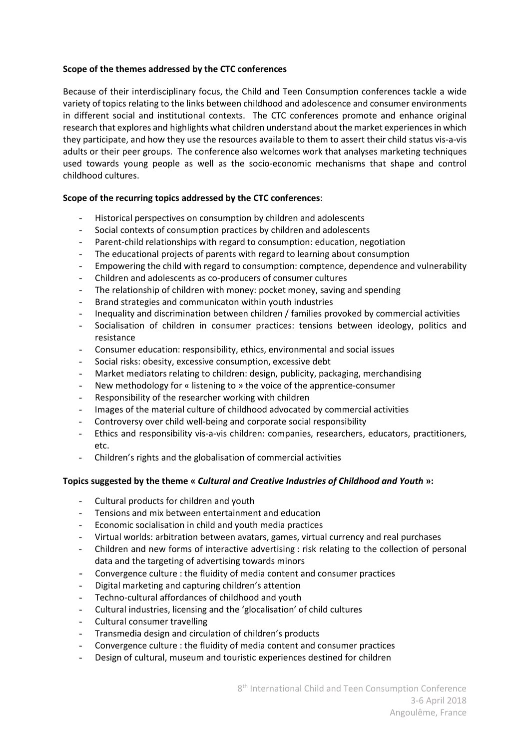**Scope of the themes addressed by the CTC conferences**

Because of their interdisciplinary focus, the Child and Teen Consumption conferences tackle a wide variety of topics relating to the links between childhood and adolescence and consumer environments in different social and institutional contexts. The CTC conferences promote and enhance original research that explores and highlights what children understand about the market experiences in which they participate, and how they use the resources available to them to assert their child status vis-a-vis adults or their peer groups. The conference also welcomes work that analyses marketing techniques used towards young people as well as the socio-economic mechanisms that shape and control childhood cultures.

**Scope of the recurring topics addressed by the CTC conferences**:

- Historical perspectives on consumption by children and adolescents
- Social contexts of consumption practices by children and adolescents
- Parent-child relationships with regard to consumption: education, negotiation
- The educational projects of parents with regard to learning about consumption
- Empowering the child with regard to consumption: comptence, dependence and vulnerability
- Children and adolescents as co-producers of consumer cultures
- The relationship of children with money: pocket money, saving and spending
- Brand strategies and communicaton within youth industries
- Inequality and discrimination between children / families provoked by commercial activities
- Socialisation of children in consumer practices: tensions between ideology, politics and resistance
- Consumer education: responsibility, ethics, environmental and social issues
- Social risks: obesity, excessive consumption, excessive debt
- Market mediators relating to children: design, publicity, packaging, merchandising
- New methodology for « listening to » the voice of the apprentice-consumer
- Responsibility of the researcher working with children
- Images of the material culture of childhood advocated by commercial activities
- Controversy over child well-being and corporate social responsibility
- Ethics and responsibility vis-a-vis children: companies, researchers, educators, practitioners, etc.
- Children's rights and the globalisation of commercial activities

**Topics suggested by the theme « *Cultural and Creative Industries of Childhood and Youth* »:**

- Cultural products for children and youth
- Tensions and mix between entertainment and education
- Economic socialisation in child and youth media practices
- Virtual worlds: arbitration between avatars, games, virtual currency and real purchases
- Children and new forms of interactive advertising : risk relating to the collection of personal data and the targeting of advertising towards minors
- Convergence culture : the fluidity of media content and consumer practices
- Digital marketing and capturing children's attention
- Techno-cultural affordances of childhood and youth
- Cultural industries, licensing and the 'glocalisation' of child cultures
- Cultural consumer travelling
- Transmedia design and circulation of children's products
- Convergence culture : the fluidity of media content and consumer practices
- Design of cultural, museum and touristic experiences destined for children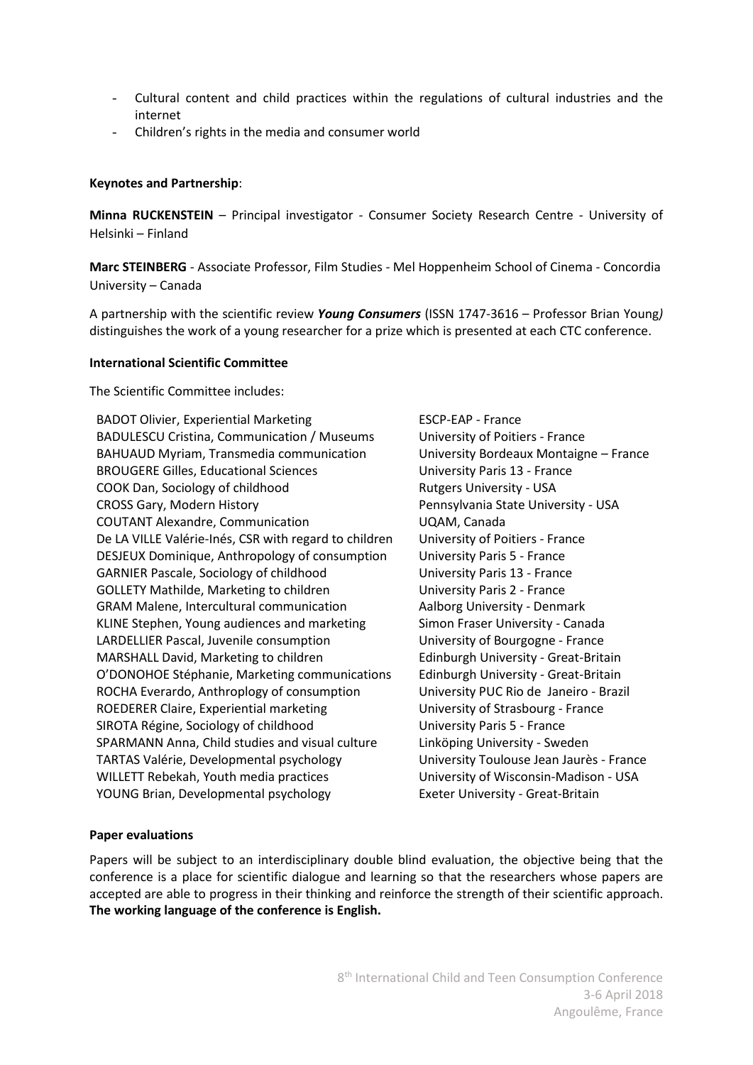- Cultural content and child practices within the regulations of cultural industries and the internet
- Children's rights in the media and consumer world

**Keynotes and Partnership**:

**Minna RUCKENSTEIN** – Principal investigator - Consumer Society Research Centre - University of Helsinki – Finland

**Marc STEINBERG** - Associate Professor, Film Studies - Mel Hoppenheim School of Cinema - Concordia University – Canada

A partnership with the scientific review ***Young Consumers*** (ISSN 1747-3616 – Professor Brian Young*)* distinguishes the work of a young researcher for a prize which is presented at each CTC conference.

**International Scientific Committee**

The Scientific Committee includes:

| | |
|---|---|
| BADOT Olivier, Experiential Marketing | ESCP-EAP - France |
| BADULESCU Cristina, Communication / Museums | University of Poitiers - France |
| BAHUAUD Myriam, Transmedia communication | University Bordeaux Montaigne – France |
| BROUGERE Gilles, Educational Sciences | University Paris 13 - France |
| COOK Dan, Sociology of childhood | Rutgers University - USA |
| CROSS Gary, Modern History | Pennsylvania State University - USA |
| COUTANT Alexandre, Communication | UQAM, Canada |
| De LA VILLE Valérie-Inés, CSR with regard to children | University of Poitiers - France |
| DESJEUX Dominique, Anthropology of consumption | University Paris 5 - France |
| GARNIER Pascale, Sociology of childhood | University Paris 13 - France |
| GOLLETY Mathilde, Marketing to children | University Paris 2 - France |
| GRAM Malene, Intercultural communication | Aalborg University - Denmark |
| KLINE Stephen, Young audiences and marketing | Simon Fraser University - Canada |
| LARDELLIER Pascal, Juvenile consumption | University of Bourgogne - France |
| MARSHALL David, Marketing to children | Edinburgh University - Great-Britain |
| O'DONOHOE Stéphanie, Marketing communications | Edinburgh University - Great-Britain |
| ROCHA Everardo, Anthroplogy of consumption | University PUC Rio de Janeiro - Brazil |
| ROEDERER Claire, Experiential marketing | University of Strasbourg - France |
| SIROTA Régine, Sociology of childhood | University Paris 5 - France |
| SPARMANN Anna, Child studies and visual culture | Linköping University - Sweden |
| TARTAS Valérie, Developmental psychology | University Toulouse Jean Jaurès - France |
| WILLETT Rebekah, Youth media practices | University of Wisconsin-Madison - USA |
| YOUNG Brian, Developmental psychology | Exeter University - Great-Britain |

**Paper evaluations**

Papers will be subject to an interdisciplinary double blind evaluation, the objective being that the conference is a place for scientific dialogue and learning so that the researchers whose papers are accepted are able to progress in their thinking and reinforce the strength of their scientific approach. **The working language of the conference is English.**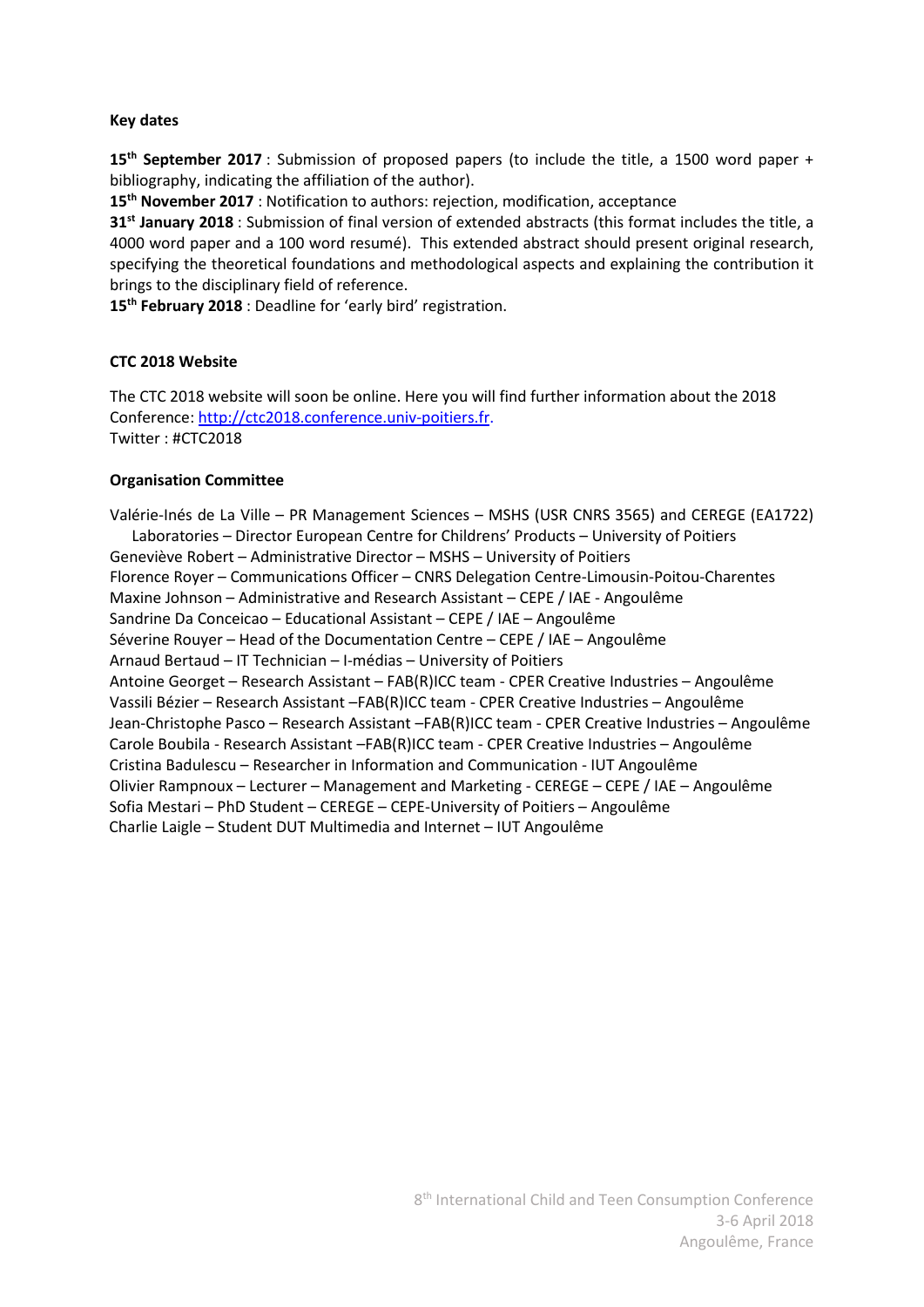**Key dates**

**15th September 2017** : Submission of proposed papers (to include the title, a 1500 word paper + bibliography, indicating the affiliation of the author).
**15th November 2017** : Notification to authors: rejection, modification, acceptance
**31st January 2018** : Submission of final version of extended abstracts (this format includes the title, a 4000 word paper and a 100 word resumé). This extended abstract should present original research, specifying the theoretical foundations and methodological aspects and explaining the contribution it brings to the disciplinary field of reference.
**15th February 2018** : Deadline for 'early bird' registration.

**CTC 2018 Website**

The CTC 2018 website will soon be online. Here you will find further information about the 2018 Conference: [http://ctc2018.conference.univ-poitiers.fr](http://ctc2018.conference.univ-poitiers.fr).
Twitter : #CTC2018

**Organisation Committee**

Valérie-Inés de La Ville – PR Management Sciences – MSHS (USR CNRS 3565) and CEREGE (EA1722) Laboratories – Director European Centre for Childrens' Products – University of Poitiers
Geneviève Robert – Administrative Director – MSHS – University of Poitiers
Florence Royer – Communications Officer – CNRS Delegation Centre-Limousin-Poitou-Charentes
Maxine Johnson – Administrative and Research Assistant – CEPE / IAE - Angoulême
Sandrine Da Conceicao – Educational Assistant – CEPE / IAE – Angoulême
Séverine Rouyer – Head of the Documentation Centre – CEPE / IAE – Angoulême
Arnaud Bertaud – IT Technician – I-médias – University of Poitiers
Antoine Georget – Research Assistant – FAB(R)ICC team - CPER Creative Industries – Angoulême
Vassili Bézier – Research Assistant –FAB(R)ICC team - CPER Creative Industries – Angoulême
Jean-Christophe Pasco – Research Assistant –FAB(R)ICC team - CPER Creative Industries – Angoulême
Carole Boubila - Research Assistant –FAB(R)ICC team - CPER Creative Industries – Angoulême
Cristina Badulescu – Researcher in Information and Communication - IUT Angoulême
Olivier Rampnoux – Lecturer – Management and Marketing - CEREGE – CEPE / IAE – Angoulême
Sofia Mestari – PhD Student – CEREGE – CEPE-University of Poitiers – Angoulême
Charlie Laigle – Student DUT Multimedia and Internet – IUT Angoulême